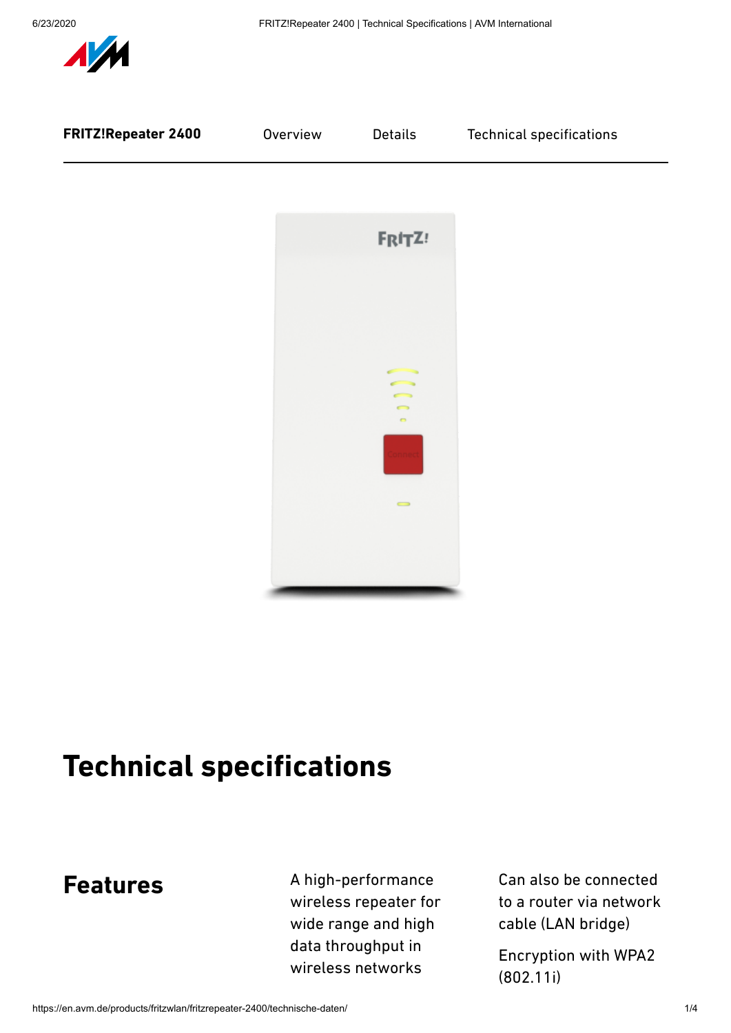FRITZ!Repeater 2400 | Overview | Details | Technical specifications

# Technical specifications

## Features

A high-performance wireless repeater for wide range and high data throughput in wireless networks

Can also be connected to a router via network cable (LAN bridge)

Encryption with WPA2 (802.11i)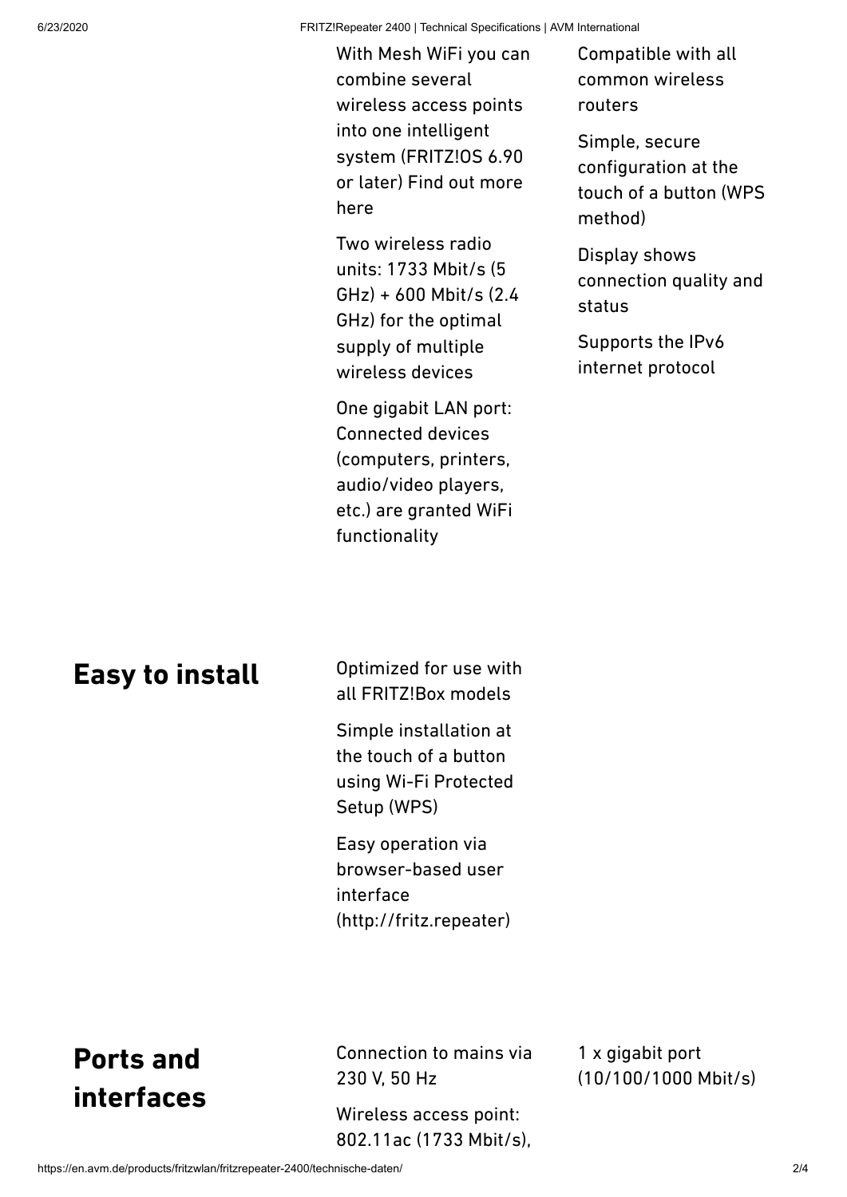With Mesh WiFi you can combine several wireless access points into one intelligent system (FRITZ!OS 6.90 or later) Find out more here

Two wireless radio units: 1733 Mbit/s (5 GHz) + 600 Mbit/s (2.4 GHz) for the optimal supply of multiple wireless devices

One gigabit LAN port: Connected devices (computers, printers, audio/video players, etc.) are granted WiFi functionality

Compatible with all common wireless routers

Simple, secure configuration at the touch of a button (WPS method)

Display shows connection quality and status

Supports the IPv6 internet protocol

## Easy to install

Optimized for use with all FRITZ!Box models

Simple installation at the touch of a button using Wi-Fi Protected Setup (WPS)

Easy operation via browser-based user interface (http://fritz.repeater)

## Ports and interfaces

Connection to mains via 230 V, 50 Hz

Wireless access point: 802.11ac (1733 Mbit/s),

1 x gigabit port (10/100/1000 Mbit/s)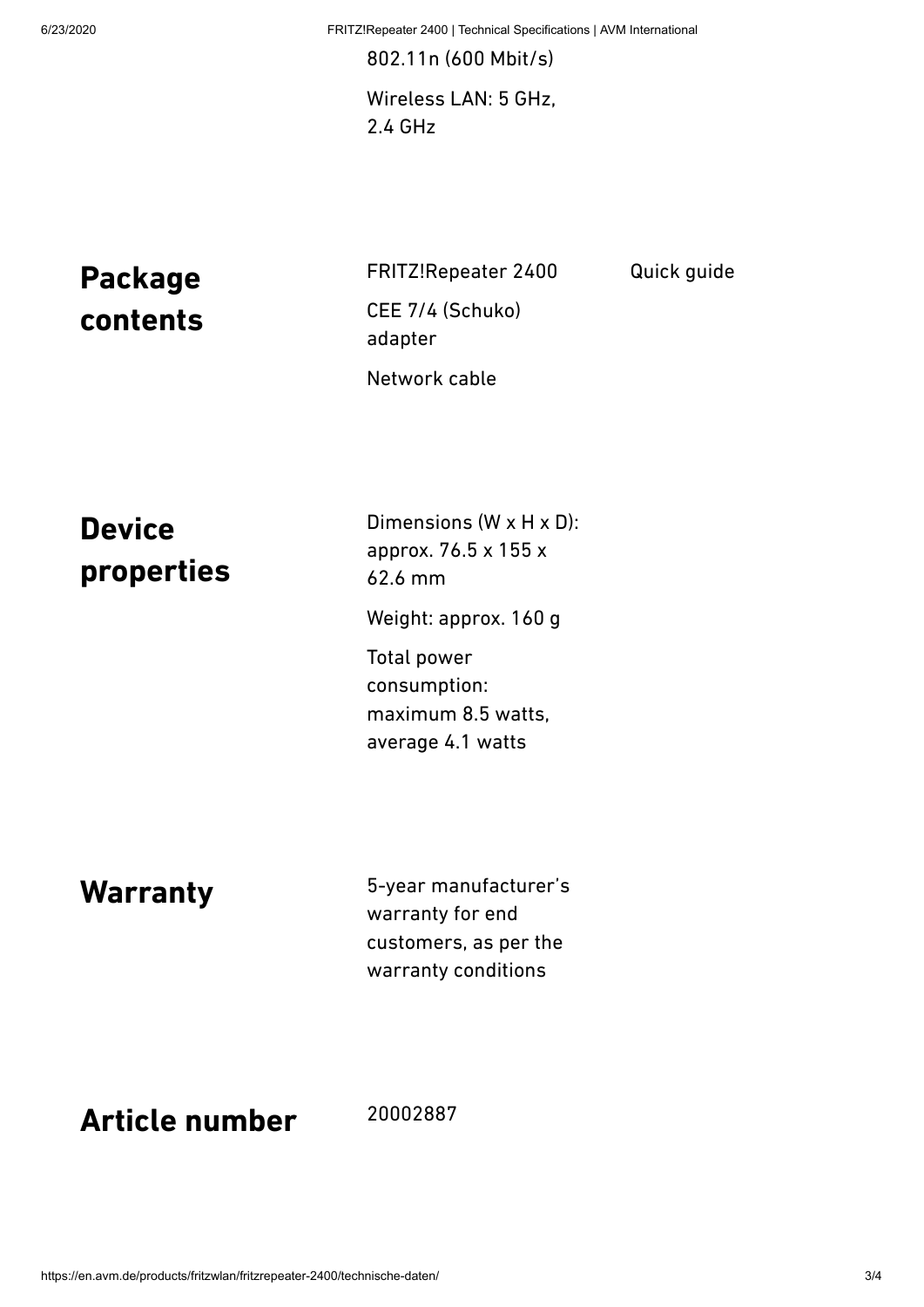802.11n (600 Mbit/s)

Wireless LAN: 5 GHz, 2.4 GHz

## Package contents

- FRITZ!Repeater 2400
- CEE 7/4 (Schuko) adapter
- Network cable
- Quick guide

## Device properties

Dimensions (W x H x D): approx. 76.5 x 155 x 62.6 mm

Weight: approx. 160 g

Total power consumption: maximum 8.5 watts, average 4.1 watts

## Warranty

5-year manufacturer's warranty for end customers, as per the warranty conditions

## Article number

20002887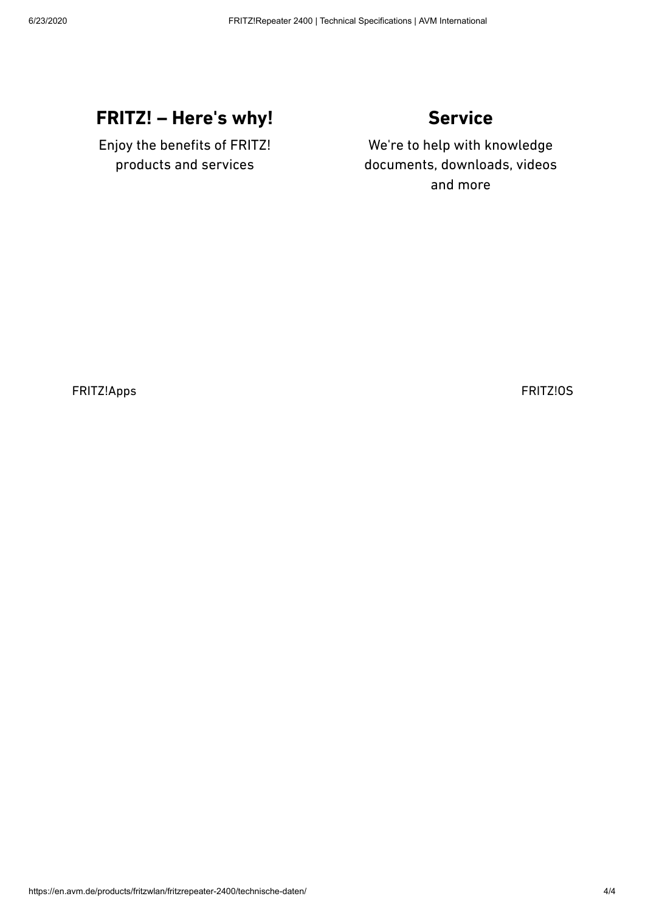## FRITZ! – Here's why!

Enjoy the benefits of FRITZ! products and services

## Service

We're to help with knowledge documents, downloads, videos and more

FRITZ!Apps

FRITZ!OS